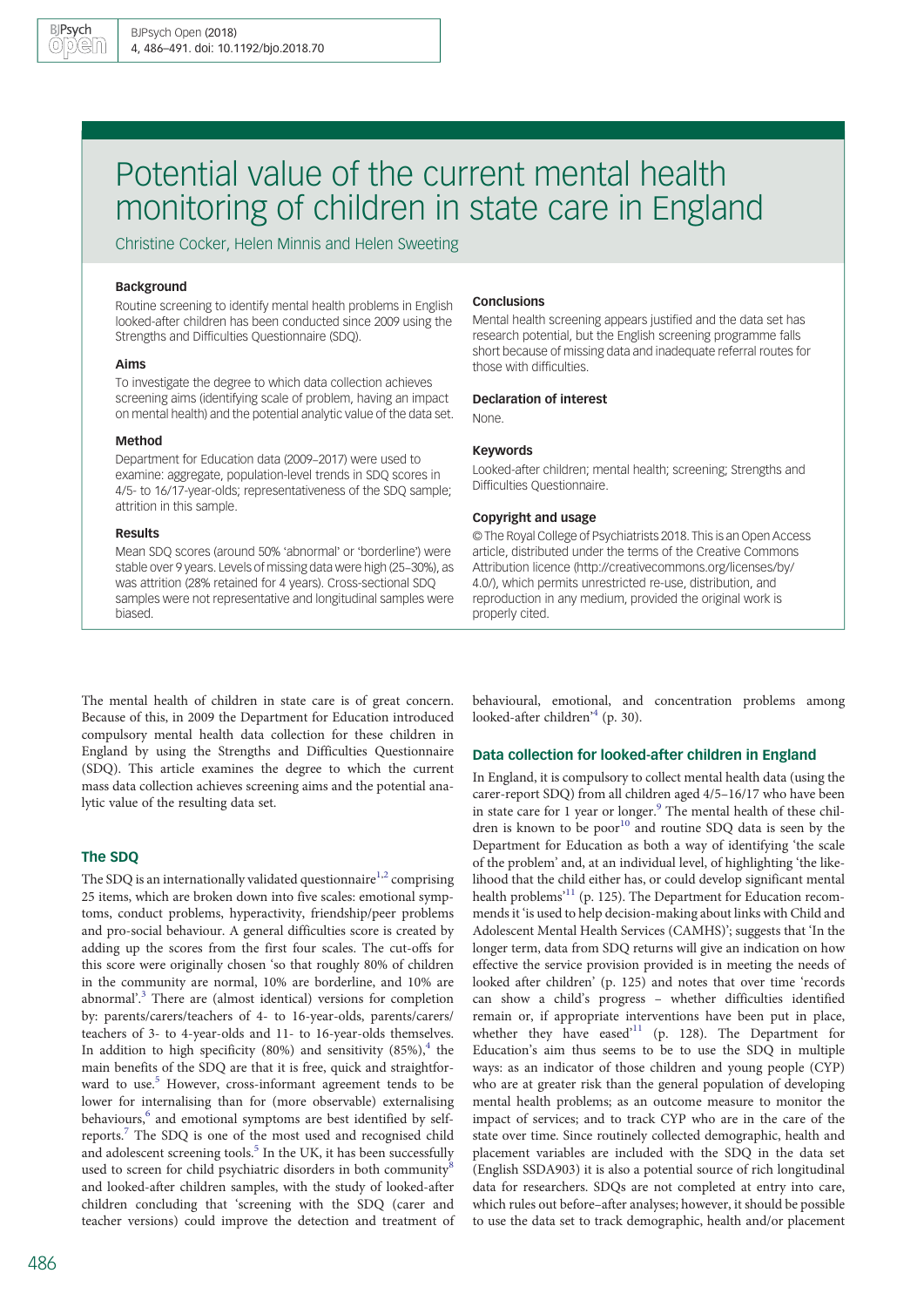# Potential value of the current mental health monitoring of children in state care in England

Christine Cocker, Helen Minnis and Helen Sweeting

### Background

Routine screening to identify mental health problems in English looked-after children has been conducted since 2009 using the Strengths and Difficulties Questionnaire (SDQ).

### Aims

To investigate the degree to which data collection achieves screening aims (identifying scale of problem, having an impact on mental health) and the potential analytic value of the data set.

### Method

Department for Education data (2009–2017) were used to examine: aggregate, population-level trends in SDQ scores in 4/5- to 16/17-year-olds; representativeness of the SDQ sample; attrition in this sample.

### Results

Mean SDQ scores (around 50% 'abnormal' or 'borderline') were stable over 9 years. Levels of missing data were high (25–30%), as was attrition (28% retained for 4 years). Cross-sectional SDQ samples were not representative and longitudinal samples were biased.

### Conclusions

Mental health screening appears justified and the data set has research potential, but the English screening programme falls short because of missing data and inadequate referral routes for those with difficulties.

### Declaration of interest

None.

### Keywords

Looked-after children; mental health; screening; Strengths and Difficulties Questionnaire.

### Copyright and usage

© The Royal College of Psychiatrists 2018. This is an Open Access article, distributed under the terms of the Creative Commons Attribution licence (http://creativecommons.org/licenses/by/4.0/), which permits unrestricted re-use, distribution, and reproduction in any medium, provided the original work is properly cited.

The mental health of children in state care is of great concern. Because of this, in 2009 the Department for Education introduced compulsory mental health data collection for these children in England by using the Strengths and Difficulties Questionnaire (SDQ). This article examines the degree to which the current mass data collection achieves screening aims and the potential analytic value of the resulting data set.

## The SDQ

The SDQ is an internationally validated questionnaire[1,2] comprising 25 items, which are broken down into five scales: emotional symptoms, conduct problems, hyperactivity, friendship/peer problems and pro-social behaviour. A general difficulties score is created by adding up the scores from the first four scales. The cut-offs for this score were originally chosen 'so that roughly 80% of children in the community are normal, 10% are borderline, and 10% are abnormal'.[3] There are (almost identical) versions for completion by: parents/carers/teachers of 4- to 16-year-olds, parents/carers/teachers of 3- to 4-year-olds and 11- to 16-year-olds themselves. In addition to high specificity (80%) and sensitivity (85%),[4] the main benefits of the SDQ are that it is free, quick and straightforward to use.[5] However, cross-informant agreement tends to be lower for internalising than for (more observable) externalising behaviours,[6] and emotional symptoms are best identified by self-reports.[7] The SDQ is one of the most used and recognised child and adolescent screening tools.[5] In the UK, it has been successfully used to screen for child psychiatric disorders in both community[8] and looked-after children samples, with the study of looked-after children concluding that 'screening with the SDQ (carer and teacher versions) could improve the detection and treatment of behavioural, emotional, and concentration problems among looked-after children'[4] (p. 30).

## Data collection for looked-after children in England

In England, it is compulsory to collect mental health data (using the carer-report SDQ) from all children aged 4/5–16/17 who have been in state care for 1 year or longer.[9] The mental health of these children is known to be poor[10] and routine SDQ data is seen by the Department for Education as both a way of identifying 'the scale of the problem' and, at an individual level, of highlighting 'the likelihood that the child either has, or could develop significant mental health problems'[11] (p. 125). The Department for Education recommends it 'is used to help decision-making about links with Child and Adolescent Mental Health Services (CAMHS)'; suggests that 'In the longer term, data from SDQ returns will give an indication on how effective the service provision provided is in meeting the needs of looked after children' (p. 125) and notes that over time 'records can show a child's progress – whether difficulties identified remain or, if appropriate interventions have been put in place, whether they have eased'[11] (p. 128). The Department for Education's aim thus seems to be to use the SDQ in multiple ways: as an indicator of those children and young people (CYP) who are at greater risk than the general population of developing mental health problems; as an outcome measure to monitor the impact of services; and to track CYP who are in the care of the state over time. Since routinely collected demographic, health and placement variables are included with the SDQ in the data set (English SSDA903) it is also a potential source of rich longitudinal data for researchers. SDQs are not completed at entry into care, which rules out before–after analyses; however, it should be possible to use the data set to track demographic, health and/or placement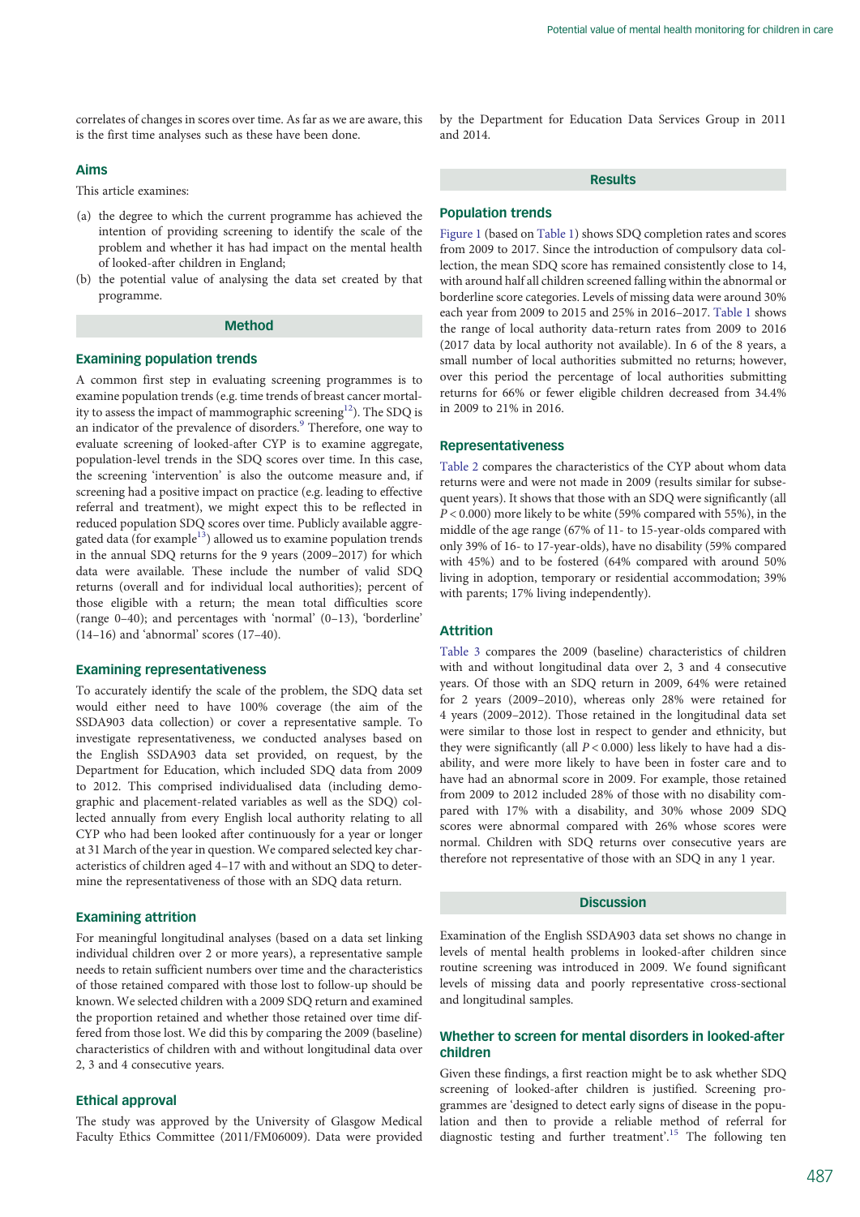correlates of changes in scores over time. As far as we are aware, this is the first time analyses such as these have been done.

## Aims

This article examines:

(a) the degree to which the current programme has achieved the intention of providing screening to identify the scale of the problem and whether it has had impact on the mental health of looked-after children in England;
(b) the potential value of analysing the data set created by that programme.

# Method

## Examining population trends

A common first step in evaluating screening programmes is to examine population trends (e.g. time trends of breast cancer mortality to assess the impact of mammographic screening[12]). The SDQ is an indicator of the prevalence of disorders.[9] Therefore, one way to evaluate screening of looked-after CYP is to examine aggregate, population-level trends in the SDQ scores over time. In this case, the screening 'intervention' is also the outcome measure and, if screening had a positive impact on practice (e.g. leading to effective referral and treatment), we might expect this to be reflected in reduced population SDQ scores over time. Publicly available aggregated data (for example[13]) allowed us to examine population trends in the annual SDQ returns for the 9 years (2009–2017) for which data were available. These include the number of valid SDQ returns (overall and for individual local authorities); percent of those eligible with a return; the mean total difficulties score (range 0–40); and percentages with 'normal' (0–13), 'borderline' (14–16) and 'abnormal' scores (17–40).

## Examining representativeness

To accurately identify the scale of the problem, the SDQ data set would either need to have 100% coverage (the aim of the SSDA903 data collection) or cover a representative sample. To investigate representativeness, we conducted analyses based on the English SSDA903 data set provided, on request, by the Department for Education, which included SDQ data from 2009 to 2012. This comprised individualised data (including demographic and placement-related variables as well as the SDQ) collected annually from every English local authority relating to all CYP who had been looked after continuously for a year or longer at 31 March of the year in question. We compared selected key characteristics of children aged 4–17 with and without an SDQ to determine the representativeness of those with an SDQ data return.

## Examining attrition

For meaningful longitudinal analyses (based on a data set linking individual children over 2 or more years), a representative sample needs to retain sufficient numbers over time and the characteristics of those retained compared with those lost to follow-up should be known. We selected children with a 2009 SDQ return and examined the proportion retained and whether those retained over time differed from those lost. We did this by comparing the 2009 (baseline) characteristics of children with and without longitudinal data over 2, 3 and 4 consecutive years.

## Ethical approval

The study was approved by the University of Glasgow Medical Faculty Ethics Committee (2011/FM06009). Data were provided by the Department for Education Data Services Group in 2011 and 2014.

# Results

## Population trends

Figure 1 (based on Table 1) shows SDQ completion rates and scores from 2009 to 2017. Since the introduction of compulsory data collection, the mean SDQ score has remained consistently close to 14, with around half all children screened falling within the abnormal or borderline score categories. Levels of missing data were around 30% each year from 2009 to 2015 and 25% in 2016–2017. Table 1 shows the range of local authority data-return rates from 2009 to 2016 (2017 data by local authority not available). In 6 of the 8 years, a small number of local authorities submitted no returns; however, over this period the percentage of local authorities submitting returns for 66% or fewer eligible children decreased from 34.4% in 2009 to 21% in 2016.

## Representativeness

Table 2 compares the characteristics of the CYP about whom data returns were and were not made in 2009 (results similar for subsequent years). It shows that those with an SDQ were significantly (all $P < 0.000$) more likely to be white (59% compared with 55%), in the middle of the age range (67% of 11- to 15-year-olds compared with only 39% of 16- to 17-year-olds), have no disability (59% compared with 45%) and to be fostered (64% compared with around 50% living in adoption, temporary or residential accommodation; 39% with parents; 17% living independently).

## Attrition

Table 3 compares the 2009 (baseline) characteristics of children with and without longitudinal data over 2, 3 and 4 consecutive years. Of those with an SDQ return in 2009, 64% were retained for 2 years (2009–2010), whereas only 28% were retained for 4 years (2009–2012). Those retained in the longitudinal data set were similar to those lost in respect to gender and ethnicity, but they were significantly (all $P < 0.000$) less likely to have had a disability, and were more likely to have been in foster care and to have had an abnormal score in 2009. For example, those retained from 2009 to 2012 included 28% of those with no disability compared with 17% with a disability, and 30% whose 2009 SDQ scores were abnormal compared with 26% whose scores were normal. Children with SDQ returns over consecutive years are therefore not representative of those with an SDQ in any 1 year.

# Discussion

Examination of the English SSDA903 data set shows no change in levels of mental health problems in looked-after children since routine screening was introduced in 2009. We found significant levels of missing data and poorly representative cross-sectional and longitudinal samples.

## Whether to screen for mental disorders in looked-after children

Given these findings, a first reaction might be to ask whether SDQ screening of looked-after children is justified. Screening programmes are 'designed to detect early signs of disease in the population and then to provide a reliable method of referral for diagnostic testing and further treatment'.[15] The following ten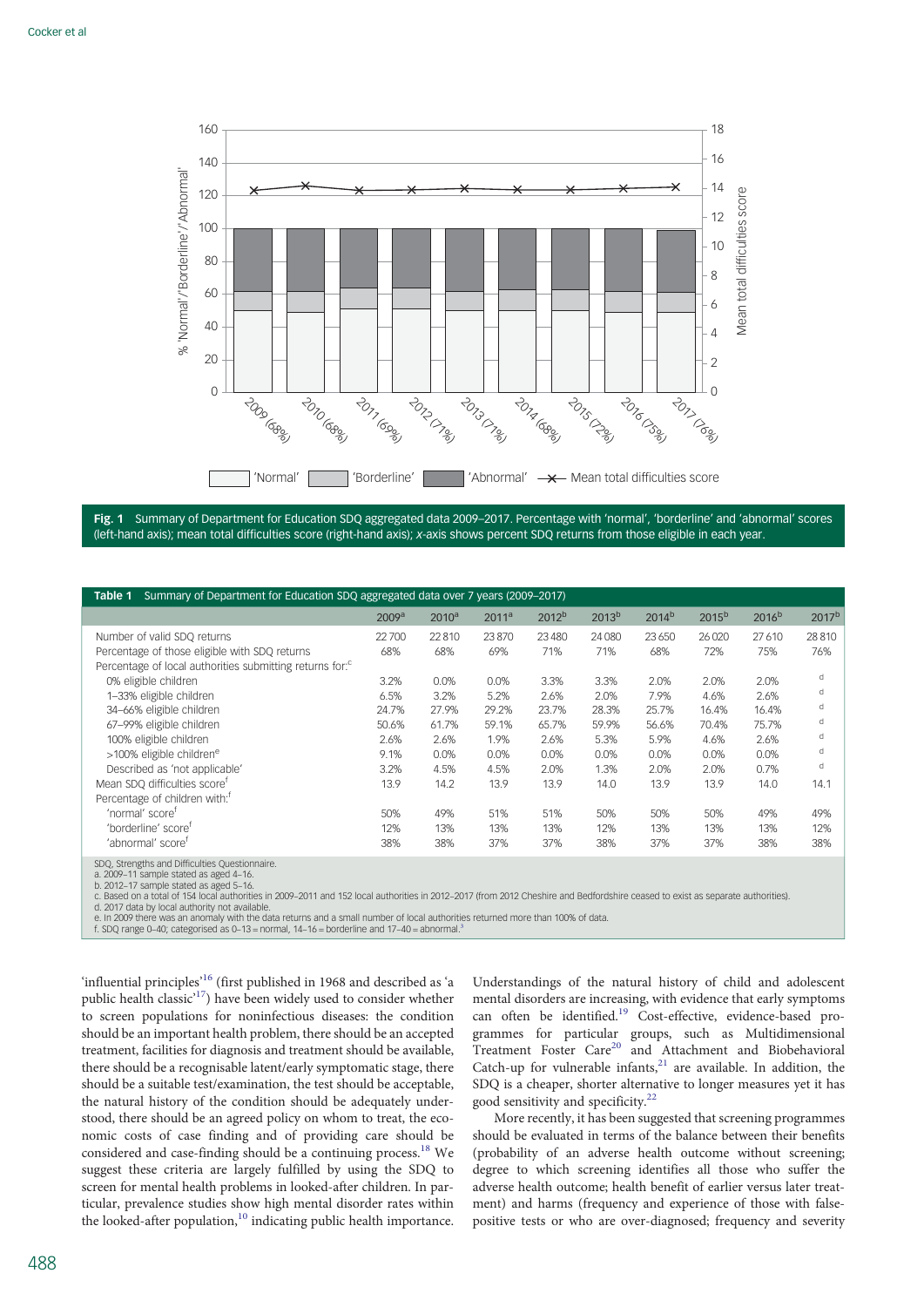Fig. 1 Summary of Department for Education SDQ aggregated data 2009–2017. Percentage with 'normal', 'borderline' and 'abnormal' scores (left-hand axis); mean total difficulties score (right-hand axis); *x*-axis shows percent SDQ returns from those eligible in each year.

| Table 1 Summary of Department for Education SDQ aggregated data over 7 years (2009–2017) | 2009[a] | 2010[a] | 2011[a] | 2012[b] | 2013[b] | 2014[b] | 2015[b] | 2016[b] | 2017[b] |
|---|---|---|---|---|---|---|---|---|---|
| Number of valid SDQ returns | 22 700 | 22 810 | 23 870 | 23 480 | 24 080 | 23 650 | 26 020 | 27 610 | 28 810 |
| Percentage of those eligible with SDQ returns | 68% | 68% | 69% | 71% | 71% | 68% | 72% | 75% | 76% |
| Percentage of local authorities submitting returns for:[c] | | | | | | | | | |
| 0% eligible children | 3.2% | 0.0% | 0.0% | 3.3% | 3.3% | 2.0% | 2.0% | 2.0% | d |
| 1–33% eligible children | 6.5% | 3.2% | 5.2% | 2.6% | 2.0% | 7.9% | 4.6% | 2.6% | d |
| 34–66% eligible children | 24.7% | 27.9% | 29.2% | 23.7% | 28.3% | 25.7% | 16.4% | 16.4% | d |
| 67–99% eligible children | 50.6% | 61.7% | 59.1% | 65.7% | 59.9% | 56.6% | 70.4% | 75.7% | d |
| 100% eligible children | 2.6% | 2.6% | 1.9% | 2.6% | 5.3% | 5.9% | 4.6% | 2.6% | d |
| >100% eligible children[e] | 9.1% | 0.0% | 0.0% | 0.0% | 0.0% | 0.0% | 0.0% | 0.0% | d |
| Described as 'not applicable' | 3.2% | 4.5% | 4.5% | 2.0% | 1.3% | 2.0% | 2.0% | 0.7% | d |
| Mean SDQ difficulties score[f] | 13.9 | 14.2 | 13.9 | 13.9 | 14.0 | 13.9 | 13.9 | 14.0 | 14.1 |
| Percentage of children with:[f] | | | | | | | | | |
| 'normal' score[f] | 50% | 49% | 51% | 51% | 50% | 50% | 50% | 49% | 49% |
| 'borderline' score[f] | 12% | 13% | 13% | 13% | 12% | 13% | 13% | 13% | 12% |
| 'abnormal' score[f] | 38% | 38% | 37% | 37% | 38% | 37% | 37% | 38% | 38% |

SDQ, Strengths and Difficulties Questionnaire.
a. 2009–11 sample stated as aged 4–16.
b. 2012–17 sample stated as aged 5–16.
c. Based on a total of 154 local authorities in 2009–2011 and 152 local authorities in 2012–2017 (from 2012 Cheshire and Bedfordshire ceased to exist as separate authorities).
d. 2017 data by local authority not available.
e. In 2009 there was an anomaly with the data returns and a small number of local authorities returned more than 100% of data.
f. SDQ range 0–40; categorised as 0–13 = normal, 14–16 = borderline and 17–40 = abnormal.[3]

'influential principles'[16] (first published in 1968 and described as 'a public health classic'[17]) have been widely used to consider whether to screen populations for noninfectious diseases: the condition should be an important health problem, there should be an accepted treatment, facilities for diagnosis and treatment should be available, there should be a recognisable latent/early symptomatic stage, there should be a suitable test/examination, the test should be acceptable, the natural history of the condition should be adequately understood, there should be an agreed policy on whom to treat, the economic costs of case finding and of providing care should be considered and case-finding should be a continuing process.[18] We suggest these criteria are largely fulfilled by using the SDQ to screen for mental health problems in looked-after children. In particular, prevalence studies show high mental disorder rates within the looked-after population,[10] indicating public health importance. Understandings of the natural history of child and adolescent mental disorders are increasing, with evidence that early symptoms can often be identified.[19] Cost-effective, evidence-based programmes for particular groups, such as Multidimensional Treatment Foster Care[20] and Attachment and Biobehavioral Catch-up for vulnerable infants,[21] are available. In addition, the SDQ is a cheaper, shorter alternative to longer measures yet it has good sensitivity and specificity.[22]

More recently, it has been suggested that screening programmes should be evaluated in terms of the balance between their benefits (probability of an adverse health outcome without screening; degree to which screening identifies all those who suffer the adverse health outcome; health benefit of earlier versus later treatment) and harms (frequency and experience of those with false-positive tests or who are over-diagnosed; frequency and severity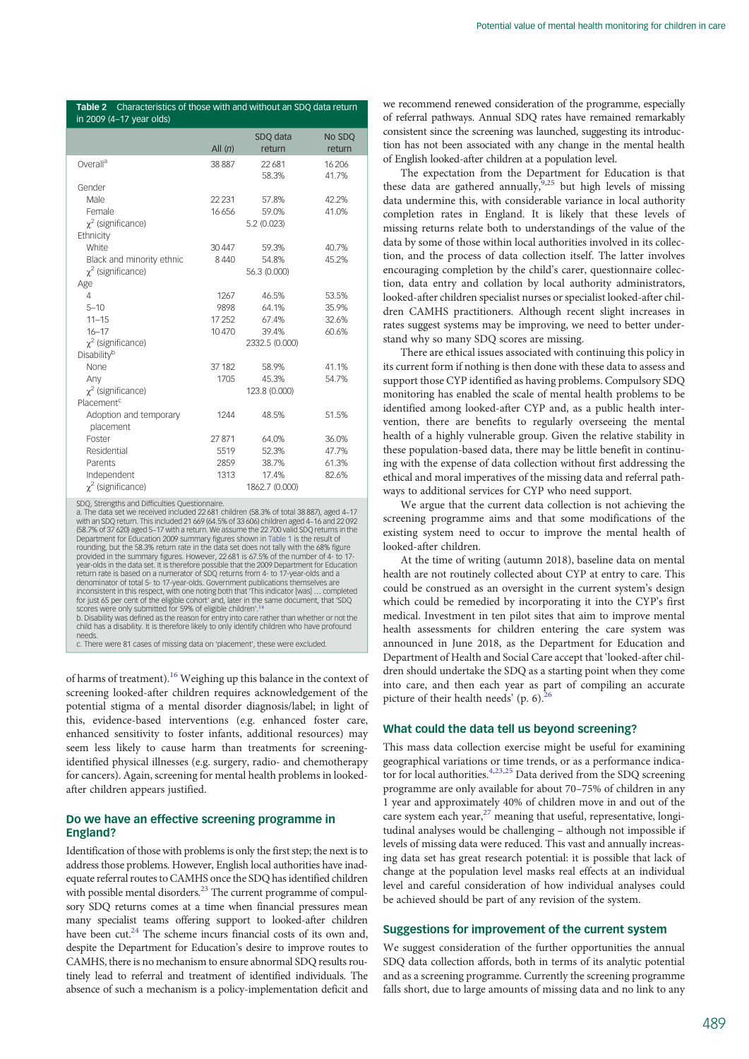**Table 2** Characteristics of those with and without an SDQ data return in 2009 (4–17 year olds)

| | All (*n*) | SDQ data return | No SDQ return |
|---|---|---|---|
| Overall[a] | 38 887 | 22 681<br>58.3% | 16 206<br>41.7% |
| Gender | | | |
| Male | 22 231 | 57.8% | 42.2% |
| Female | 16 656 | 59.0% | 41.0% |
| $\chi^2$ (significance) | | 5.2 (0.023) | |
| Ethnicity | | | |
| White | 30 447 | 59.3% | 40.7% |
| Black and minority ethnic | 8 440 | 54.8% | 45.2% |
| $\chi^2$ (significance) | | 56.3 (0.000) | |
| Age | | | |
| 4 | 1267 | 46.5% | 53.5% |
| 5–10 | 9898 | 64.1% | 35.9% |
| 11–15 | 17 252 | 67.4% | 32.6% |
| 16–17 | 10 470 | 39.4% | 60.6% |
| $\chi^2$ (significance) | | 2332.5 (0.000) | |
| Disability[b] | | | |
| None | 37 182 | 58.9% | 41.1% |
| Any | 1705 | 45.3% | 54.7% |
| $\chi^2$ (significance) | | 123.8 (0.000) | |
| Placement[c] | | | |
| Adoption and temporary placement | 1244 | 48.5% | 51.5% |
| Foster | 27 871 | 64.0% | 36.0% |
| Residential | 5519 | 52.3% | 47.7% |
| Parents | 2859 | 38.7% | 61.3% |
| Independent | 1313 | 17.4% | 82.6% |
| $\chi^2$ (significance) | | 1862.7 (0.000) | |

SDQ, Strengths and Difficulties Questionnaire.
a. The data set we received included 22 681 children (58.3% of total 38 887), aged 4–17 with an SDQ return. This included 21 669 (64.5% of 33 606) children aged 4–16 and 22 092 (58.7% of 37 620) aged 5–17 with a return. We assume the 22 700 valid SDQ returns in the Department for Education 2009 summary figures shown in Table 1 is the result of rounding, but the 58.3% return rate in the data set does not tally with the 68% figure provided in the summary figures. However, 22 681 is 67.5% of the number of 4- to 17-year-olds in the data set. It is therefore possible that the 2009 Department for Education return rate is based on a numerator of SDQ returns from 4- to 17-year-olds and a denominator of total 5- to 17-year-olds. Government publications themselves are inconsistent in this respect, with one noting both that 'This indicator [was] … completed for just 65 per cent of the eligible cohort' and, later in the same document, that 'SDQ scores were only submitted for 59% of eligible children'.[14]
b. Disability was defined as the reason for entry into care rather than whether or not the child has a disability. It is therefore likely to only identify children who have profound needs.
c. There were 81 cases of missing data on 'placement', these were excluded.

of harms of treatment).[16] Weighing up this balance in the context of screening looked-after children requires acknowledgement of the potential stigma of a mental disorder diagnosis/label; in light of this, evidence-based interventions (e.g. enhanced foster care, enhanced sensitivity to foster infants, additional resources) may seem less likely to cause harm than treatments for screening-identified physical illnesses (e.g. surgery, radio- and chemotherapy for cancers). Again, screening for mental health problems in looked-after children appears justified.

## Do we have an effective screening programme in England?

Identification of those with problems is only the first step; the next is to address those problems. However, English local authorities have inadequate referral routes to CAMHS once the SDQ has identified children with possible mental disorders.[23] The current programme of compulsory SDQ returns comes at a time when financial pressures mean many specialist teams offering support to looked-after children have been cut.[24] The scheme incurs financial costs of its own and, despite the Department for Education's desire to improve routes to CAMHS, there is no mechanism to ensure abnormal SDQ results routinely lead to referral and treatment of identified individuals. The absence of such a mechanism is a policy-implementation deficit and we recommend renewed consideration of the programme, especially of referral pathways. Annual SDQ rates have remained remarkably consistent since the screening was launched, suggesting its introduction has not been associated with any change in the mental health of English looked-after children at a population level.

The expectation from the Department for Education is that these data are gathered annually,[9,25] but high levels of missing data undermine this, with considerable variance in local authority completion rates in England. It is likely that these levels of missing returns relate both to understandings of the value of the data by some of those within local authorities involved in its collection, and the process of data collection itself. The latter involves encouraging completion by the child's carer, questionnaire collection, data entry and collation by local authority administrators, looked-after children specialist nurses or specialist looked-after children CAMHS practitioners. Although recent slight increases in rates suggest systems may be improving, we need to better understand why so many SDQ scores are missing.

There are ethical issues associated with continuing this policy in its current form if nothing is then done with these data to assess and support those CYP identified as having problems. Compulsory SDQ monitoring has enabled the scale of mental health problems to be identified among looked-after CYP and, as a public health intervention, there are benefits to regularly overseeing the mental health of a highly vulnerable group. Given the relative stability in these population-based data, there may be little benefit in continuing with the expense of data collection without first addressing the ethical and moral imperatives of the missing data and referral pathways to additional services for CYP who need support.

We argue that the current data collection is not achieving the screening programme aims and that some modifications of the existing system need to occur to improve the mental health of looked-after children.

At the time of writing (autumn 2018), baseline data on mental health are not routinely collected about CYP at entry to care. This could be construed as an oversight in the current system's design which could be remedied by incorporating it into the CYP's first medical. Investment in ten pilot sites that aim to improve mental health assessments for children entering the care system was announced in June 2018, as the Department for Education and Department of Health and Social Care accept that 'looked-after children should undertake the SDQ as a starting point when they come into care, and then each year as part of compiling an accurate picture of their health needs' (p. 6).[26]

## What could the data tell us beyond screening?

This mass data collection exercise might be useful for examining geographical variations or time trends, or as a performance indicator for local authorities.[4,23,25] Data derived from the SDQ screening programme are only available for about 70–75% of children in any 1 year and approximately 40% of children move in and out of the care system each year,[27] meaning that useful, representative, longitudinal analyses would be challenging – although not impossible if levels of missing data were reduced. This vast and annually increasing data set has great research potential: it is possible that lack of change at the population level masks real effects at an individual level and careful consideration of how individual analyses could be achieved should be part of any revision of the system.

## Suggestions for improvement of the current system

We suggest consideration of the further opportunities the annual SDQ data collection affords, both in terms of its analytic potential and as a screening programme. Currently the screening programme falls short, due to large amounts of missing data and no link to any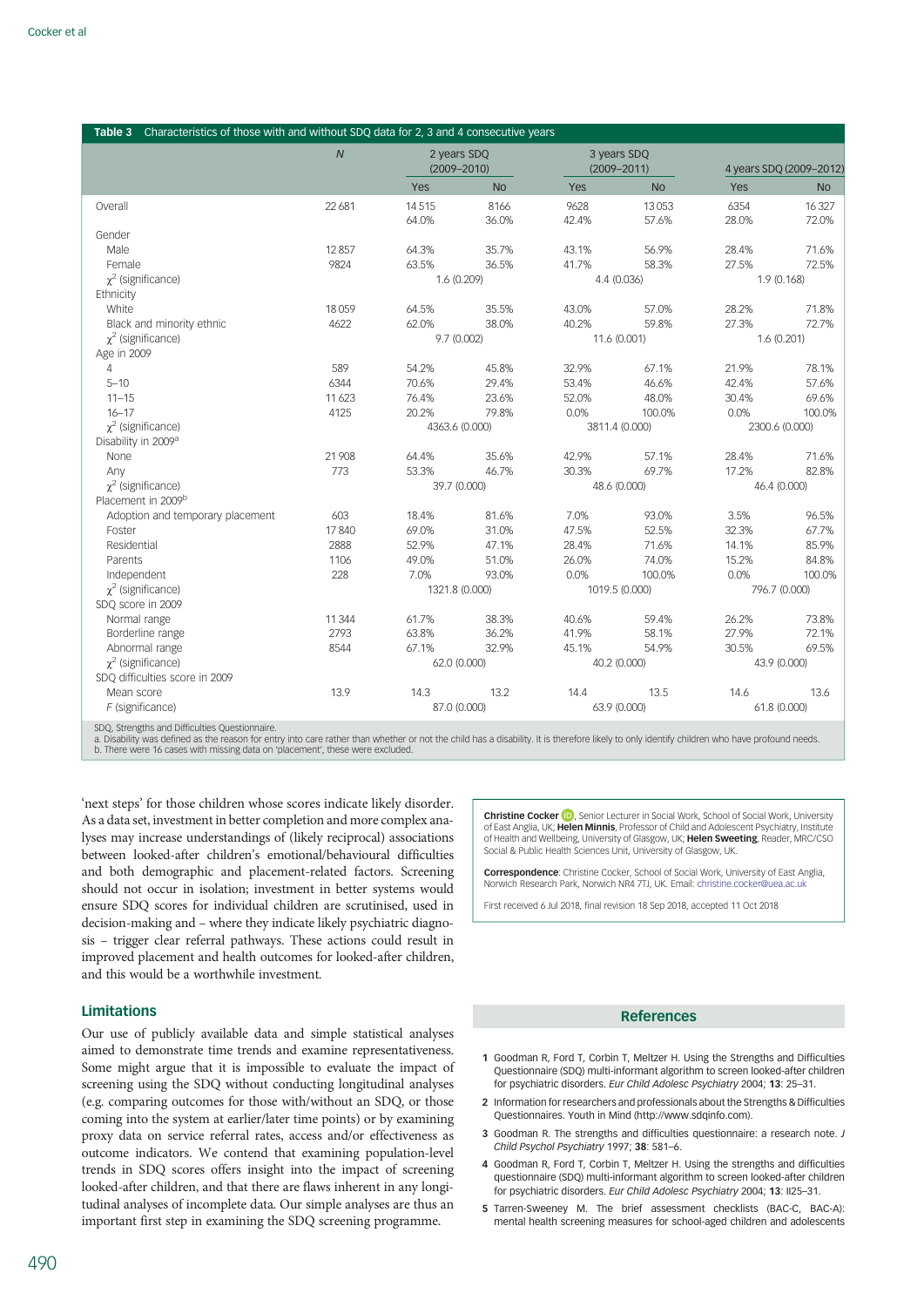**Table 3** Characteristics of those with and without SDQ data for 2, 3 and 4 consecutive years

| | $N$ | 2 years SDQ (2009–2010) | | 3 years SDQ (2009–2011) | | 4 years SDQ (2009–2012) | |
|---|---|---|---|---|---|---|---|
| | | Yes | No | Yes | No | Yes | No |
| Overall | 22 681 | 14 515<br>64.0% | 8166<br>36.0% | 9628<br>42.4% | 13 053<br>57.6% | 6354<br>28.0% | 16 327<br>72.0% |
| Gender | | | | | | | |
| Male | 12 857 | 64.3% | 35.7% | 43.1% | 56.9% | 28.4% | 71.6% |
| Female | 9824 | 63.5% | 36.5% | 41.7% | 58.3% | 27.5% | 72.5% |
| $\chi^2$ (significance) | | 1.6 (0.209) | | 4.4 (0.036) | | 1.9 (0.168) | |
| Ethnicity | | | | | | | |
| White | 18 059 | 64.5% | 35.5% | 43.0% | 57.0% | 28.2% | 71.8% |
| Black and minority ethnic | 4622 | 62.0% | 38.0% | 40.2% | 59.8% | 27.3% | 72.7% |
| $\chi^2$ (significance) | | 9.7 (0.002) | | 11.6 (0.001) | | 1.6 (0.201) | |
| Age in 2009 | | | | | | | |
| 4 | 589 | 54.2% | 45.8% | 32.9% | 67.1% | 21.9% | 78.1% |
| 5–10 | 6344 | 70.6% | 29.4% | 53.4% | 46.6% | 42.4% | 57.6% |
| 11–15 | 11 623 | 76.4% | 23.6% | 52.0% | 48.0% | 30.4% | 69.6% |
| 16–17 | 4125 | 20.2% | 79.8% | 0.0% | 100.0% | 0.0% | 100.0% |
| $\chi^2$ (significance) | | 4363.6 (0.000) | | 3811.4 (0.000) | | 2300.6 (0.000) | |
| Disability in 2009[a] | | | | | | | |
| None | 21 908 | 64.4% | 35.6% | 42.9% | 57.1% | 28.4% | 71.6% |
| Any | 773 | 53.3% | 46.7% | 30.3% | 69.7% | 17.2% | 82.8% |
| $\chi^2$ (significance) | | 39.7 (0.000) | | 48.6 (0.000) | | 46.4 (0.000) | |
| Placement in 2009[b] | | | | | | | |
| Adoption and temporary placement | 603 | 18.4% | 81.6% | 7.0% | 93.0% | 3.5% | 96.5% |
| Foster | 17 840 | 69.0% | 31.0% | 47.5% | 52.5% | 32.3% | 67.7% |
| Residential | 2888 | 52.9% | 47.1% | 28.4% | 71.6% | 14.1% | 85.9% |
| Parents | 1106 | 49.0% | 51.0% | 26.0% | 74.0% | 15.2% | 84.8% |
| Independent | 228 | 7.0% | 93.0% | 0.0% | 100.0% | 0.0% | 100.0% |
| $\chi^2$ (significance) | | 1321.8 (0.000) | | 1019.5 (0.000) | | 796.7 (0.000) | |
| SDQ score in 2009 | | | | | | | |
| Normal range | 11 344 | 61.7% | 38.3% | 40.6% | 59.4% | 26.2% | 73.8% |
| Borderline range | 2793 | 63.8% | 36.2% | 41.9% | 58.1% | 27.9% | 72.1% |
| Abnormal range | 8544 | 67.1% | 32.9% | 45.1% | 54.9% | 30.5% | 69.5% |
| $\chi^2$ (significance) | | 62.0 (0.000) | | 40.2 (0.000) | | 43.9 (0.000) | |
| SDQ difficulties score in 2009 | | | | | | | |
| Mean score | 13.9 | 14.3 | 13.2 | 14.4 | 13.5 | 14.6 | 13.6 |
| $F$ (significance) | | 87.0 (0.000) | | 63.9 (0.000) | | 61.8 (0.000) | |

SDQ, Strengths and Difficulties Questionnaire.
a. Disability was defined as the reason for entry into care rather than whether or not the child has a disability. It is therefore likely to only identify children who have profound needs.
b. There were 16 cases with missing data on 'placement', these were excluded.

'next steps' for those children whose scores indicate likely disorder. As a data set, investment in better completion and more complex analyses may increase understandings of (likely reciprocal) associations between looked-after children's emotional/behavioural difficulties and both demographic and placement-related factors. Screening should not occur in isolation; investment in better systems would ensure SDQ scores for individual children are scrutinised, used in decision-making and – where they indicate likely psychiatric diagnosis – trigger clear referral pathways. These actions could result in improved placement and health outcomes for looked-after children, and this would be a worthwhile investment.

## Limitations

Our use of publicly available data and simple statistical analyses aimed to demonstrate time trends and examine representativeness. Some might argue that it is impossible to evaluate the impact of screening using the SDQ without conducting longitudinal analyses (e.g. comparing outcomes for those with/without an SDQ, or those coming into the system at earlier/later time points) or by examining proxy data on service referral rates, access and/or effectiveness as outcome indicators. We contend that examining population-level trends in SDQ scores offers insight into the impact of screening looked-after children, and that there are flaws inherent in any longitudinal analyses of incomplete data. Our simple analyses are thus an important first step in examining the SDQ screening programme.

**Christine Cocker**, Senior Lecturer in Social Work, School of Social Work, University of East Anglia, UK; **Helen Minnis**, Professor of Child and Adolescent Psychiatry, Institute of Health and Wellbeing, University of Glasgow, UK; **Helen Sweeting**, Reader, MRC/CSO Social & Public Health Sciences Unit, University of Glasgow, UK.

**Correspondence**: Christine Cocker, School of Social Work, University of East Anglia, Norwich Research Park, Norwich NR4 7TJ, UK. Email: christine.cocker@uea.ac.uk

First received 6 Jul 2018, final revision 18 Sep 2018, accepted 11 Oct 2018

## References

1. Goodman R, Ford T, Corbin T, Meltzer H. Using the Strengths and Difficulties Questionnaire (SDQ) multi-informant algorithm to screen looked-after children for psychiatric disorders. *Eur Child Adolesc Psychiatry* 2004; **13**: 25–31.
2. Information for researchers and professionals about the Strengths & Difficulties Questionnaires. Youth in Mind (http://www.sdqinfo.com).
3. Goodman R. The strengths and difficulties questionnaire: a research note. *J Child Psychol Psychiatry* 1997; **38**: 581–6.
4. Goodman R, Ford T, Corbin T, Meltzer H. Using the strengths and difficulties questionnaire (SDQ) multi-informant algorithm to screen looked-after children for psychiatric disorders. *Eur Child Adolesc Psychiatry* 2004; **13**: II25–31.
5. Tarren-Sweeney M. The brief assessment checklists (BAC-C, BAC-A): mental health screening measures for school-aged children and adolescents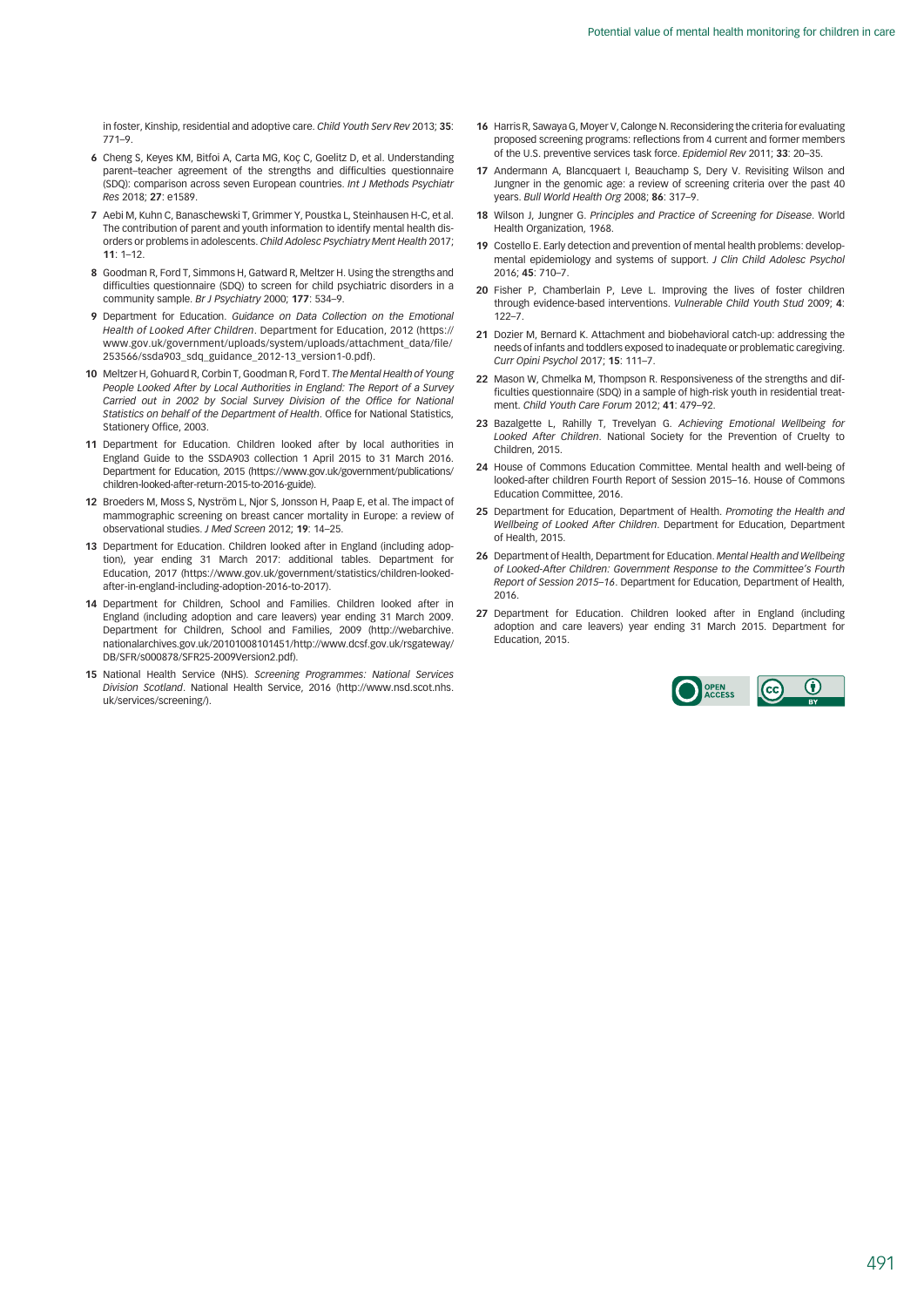in foster, Kinship, residential and adoptive care. *Child Youth Serv Rev* 2013; **35**: 771–9.

6 Cheng S, Keyes KM, Bitfoi A, Carta MG, Koç C, Goelitz D, et al. Understanding parent–teacher agreement of the strengths and difficulties questionnaire (SDQ): comparison across seven European countries. *Int J Methods Psychiatr Res* 2018; **27**: e1589.

7 Aebi M, Kuhn C, Banaschewski T, Grimmer Y, Poustka L, Steinhausen H-C, et al. The contribution of parent and youth information to identify mental health disorders or problems in adolescents. *Child Adolesc Psychiatry Ment Health* 2017; **11**: 1–12.

8 Goodman R, Ford T, Simmons H, Gatward R, Meltzer H. Using the strengths and difficulties questionnaire (SDQ) to screen for child psychiatric disorders in a community sample. *Br J Psychiatry* 2000; **177**: 534–9.

9 Department for Education. *Guidance on Data Collection on the Emotional Health of Looked After Children*. Department for Education, 2012 (https://www.gov.uk/government/uploads/system/uploads/attachment_data/file/253566/ssda903_sdq_guidance_2012-13_version1-0.pdf).

10 Meltzer H, Gohuard R, Corbin T, Goodman R, Ford T. *The Mental Health of Young People Looked After by Local Authorities in England: The Report of a Survey Carried out in 2002 by Social Survey Division of the Office for National Statistics on behalf of the Department of Health*. Office for National Statistics, Stationery Office, 2003.

11 Department for Education. Children looked after by local authorities in England Guide to the SSDA903 collection 1 April 2015 to 31 March 2016. Department for Education, 2015 (https://www.gov.uk/government/publications/children-looked-after-return-2015-to-2016-guide).

12 Broeders M, Moss S, Nyström L, Njor S, Jonsson H, Paap E, et al. The impact of mammographic screening on breast cancer mortality in Europe: a review of observational studies. *J Med Screen* 2012; **19**: 14–25.

13 Department for Education. Children looked after in England (including adoption), year ending 31 March 2017: additional tables. Department for Education, 2017 (https://www.gov.uk/government/statistics/children-looked-after-in-england-including-adoption-2016-to-2017).

14 Department for Children, School and Families. Children looked after in England (including adoption and care leavers) year ending 31 March 2009. Department for Children, School and Families, 2009 (http://webarchive.nationalarchives.gov.uk/20101008101451/http://www.dcsf.gov.uk/rsgateway/DB/SFR/s000878/SFR25-2009Version2.pdf).

15 National Health Service (NHS). *Screening Programmes: National Services Division Scotland*. National Health Service, 2016 (http://www.nsd.scot.nhs.uk/services/screening/).

16 Harris R, Sawaya G, Moyer V, Calonge N. Reconsidering the criteria for evaluating proposed screening programs: reflections from 4 current and former members of the U.S. preventive services task force. *Epidemiol Rev* 2011; **33**: 20–35.

17 Andermann A, Blancquaert I, Beauchamp S, Dery V. Revisiting Wilson and Jungner in the genomic age: a review of screening criteria over the past 40 years. *Bull World Health Org* 2008; **86**: 317–9.

18 Wilson J, Jungner G. *Principles and Practice of Screening for Disease*. World Health Organization, 1968.

19 Costello E. Early detection and prevention of mental health problems: developmental epidemiology and systems of support. *J Clin Child Adolesc Psychol* 2016; **45**: 710–7.

20 Fisher P, Chamberlain P, Leve L. Improving the lives of foster children through evidence-based interventions. *Vulnerable Child Youth Stud* 2009; **4**: 122–7.

21 Dozier M, Bernard K. Attachment and biobehavioral catch-up: addressing the needs of infants and toddlers exposed to inadequate or problematic caregiving. *Curr Opini Psychol* 2017; **15**: 111–7.

22 Mason W, Chmelka M, Thompson R. Responsiveness of the strengths and difficulties questionnaire (SDQ) in a sample of high-risk youth in residential treatment. *Child Youth Care Forum* 2012; **41**: 479–92.

23 Bazalgette L, Rahilly T, Trevelyan G. *Achieving Emotional Wellbeing for Looked After Children*. National Society for the Prevention of Cruelty to Children, 2015.

24 House of Commons Education Committee. Mental health and well-being of looked-after children Fourth Report of Session 2015–16. House of Commons Education Committee, 2016.

25 Department for Education, Department of Health. *Promoting the Health and Wellbeing of Looked After Children*. Department for Education, Department of Health, 2015.

26 Department of Health, Department for Education. *Mental Health and Wellbeing of Looked-After Children: Government Response to the Committee's Fourth Report of Session 2015–16*. Department for Education, Department of Health, 2016.

27 Department for Education. Children looked after in England (including adoption and care leavers) year ending 31 March 2015. Department for Education, 2015.